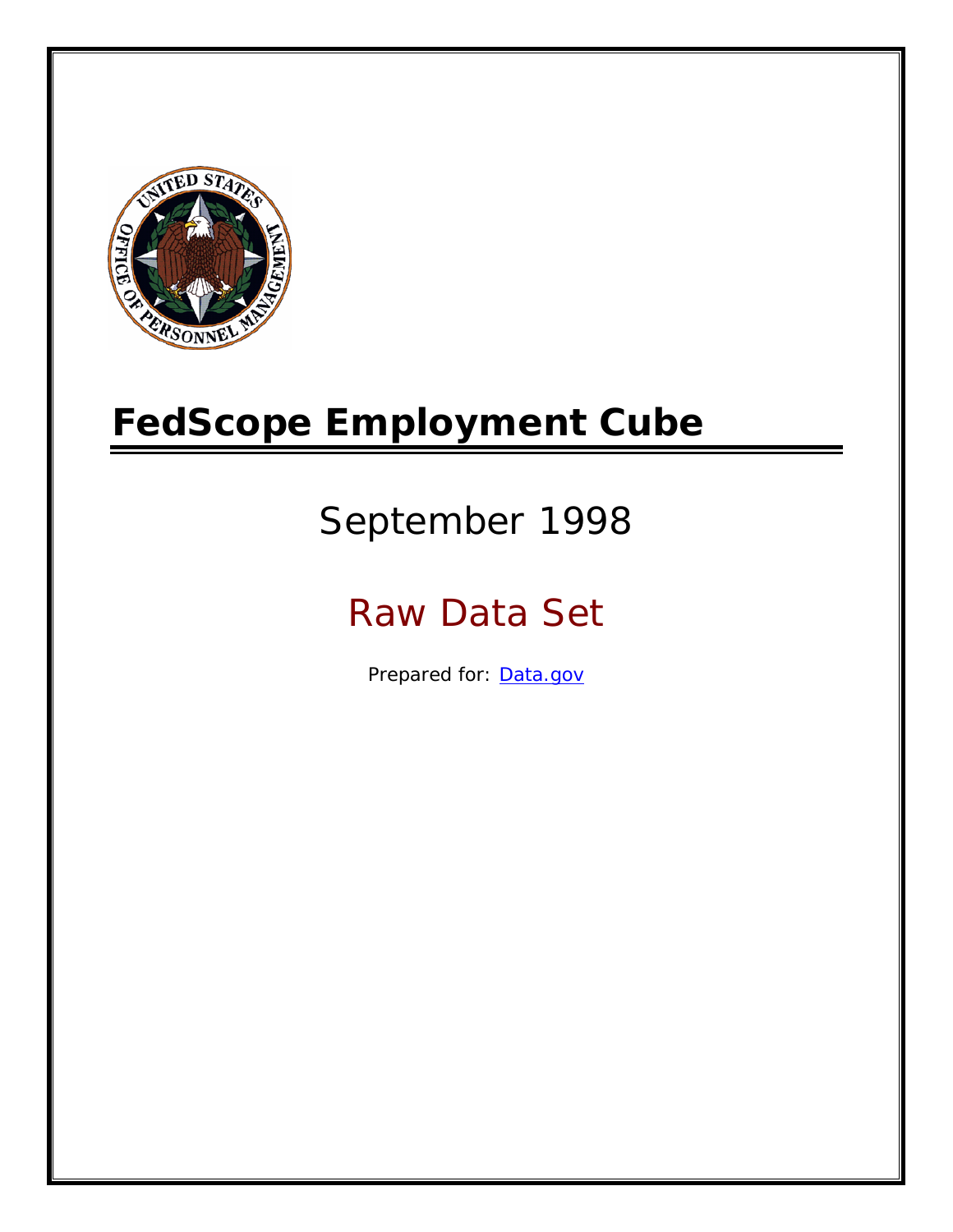# FedScope Employment Cube

September 1998

Raw Data Set

Prepared for: [Data.gov](Data.gov)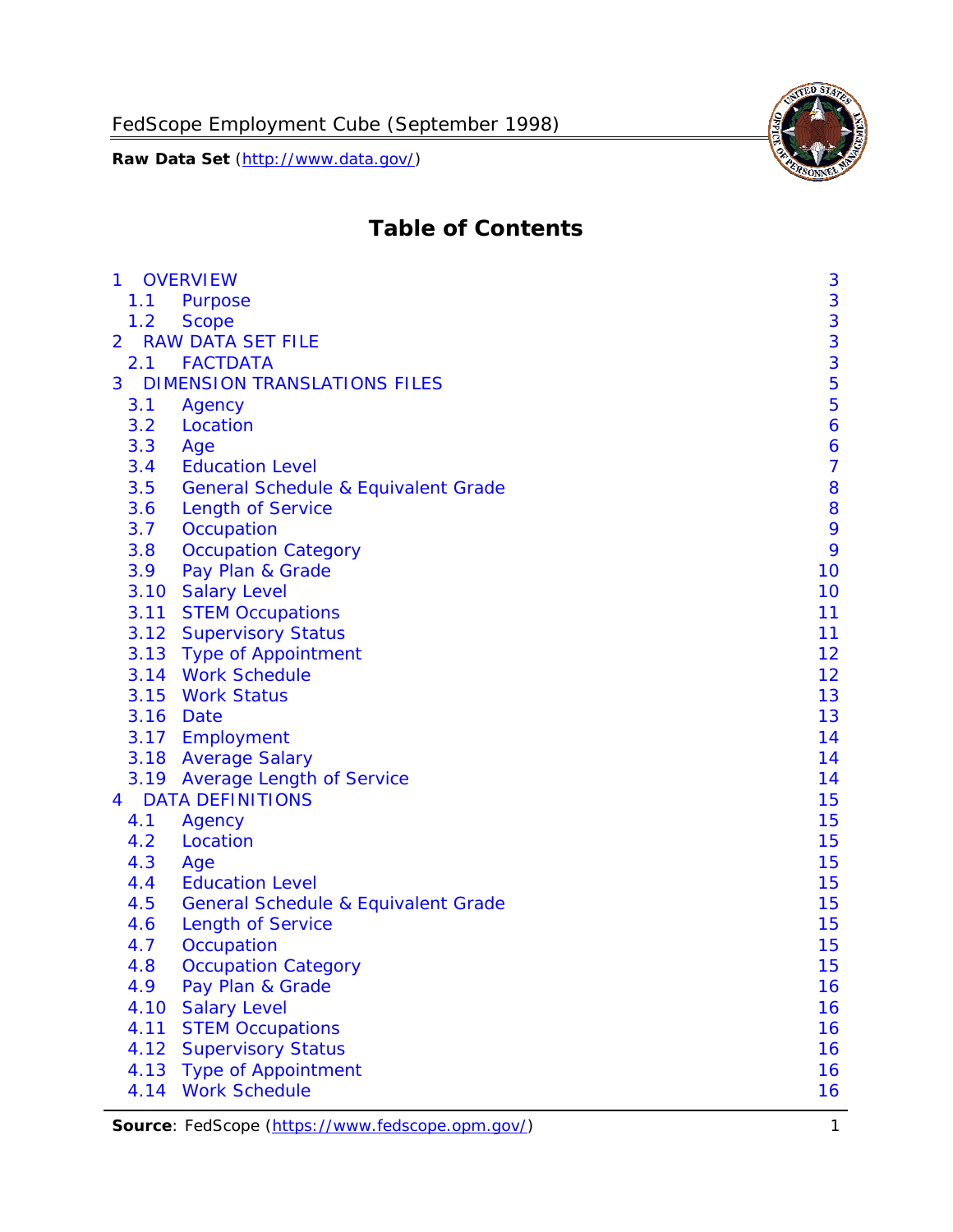# Table of Contents

| | | |
|---|---|---|
| 1 | OVERVIEW | 3 |
| 1.1 | Purpose | 3 |
| 1.2 | Scope | 3 |
| 2 | RAW DATA SET FILE | 3 |
| 2.1 | FACTDATA | 3 |
| 3 | DIMENSION TRANSLATIONS FILES | 5 |
| 3.1 | Agency | 5 |
| 3.2 | Location | 6 |
| 3.3 | Age | 6 |
| 3.4 | Education Level | 7 |
| 3.5 | General Schedule & Equivalent Grade | 8 |
| 3.6 | Length of Service | 8 |
| 3.7 | Occupation | 9 |
| 3.8 | Occupation Category | 9 |
| 3.9 | Pay Plan & Grade | 10 |
| 3.10 | Salary Level | 10 |
| 3.11 | STEM Occupations | 11 |
| 3.12 | Supervisory Status | 11 |
| 3.13 | Type of Appointment | 12 |
| 3.14 | Work Schedule | 12 |
| 3.15 | Work Status | 13 |
| 3.16 | Date | 13 |
| 3.17 | Employment | 14 |
| 3.18 | Average Salary | 14 |
| 3.19 | Average Length of Service | 14 |
| 4 | DATA DEFINITIONS | 15 |
| 4.1 | Agency | 15 |
| 4.2 | Location | 15 |
| 4.3 | Age | 15 |
| 4.4 | Education Level | 15 |
| 4.5 | General Schedule & Equivalent Grade | 15 |
| 4.6 | Length of Service | 15 |
| 4.7 | Occupation | 15 |
| 4.8 | Occupation Category | 15 |
| 4.9 | Pay Plan & Grade | 16 |
| 4.10 | Salary Level | 16 |
| 4.11 | STEM Occupations | 16 |
| 4.12 | Supervisory Status | 16 |
| 4.13 | Type of Appointment | 16 |
| 4.14 | Work Schedule | 16 |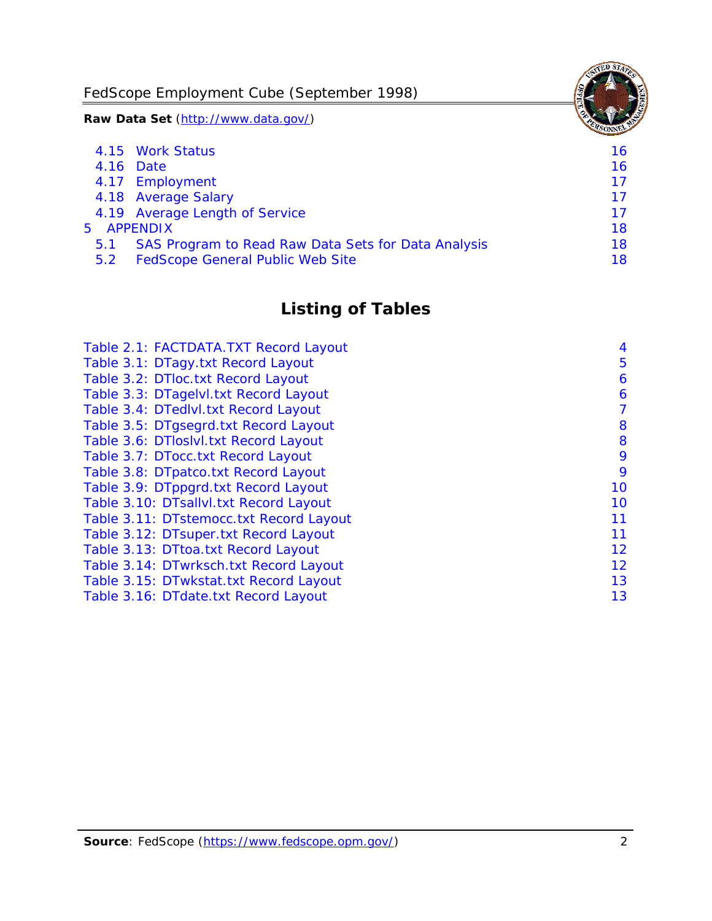4.15 Work Status 16
4.16 Date 16
4.17 Employment 17
4.18 Average Salary 17
4.19 Average Length of Service 17
5 APPENDIX 18
5.1 SAS Program to Read Raw Data Sets for Data Analysis 18
5.2 FedScope General Public Web Site 18

## Listing of Tables

Table 2.1: FACTDATA.TXT Record Layout 4
Table 3.1: DTagy.txt Record Layout 5
Table 3.2: DTloc.txt Record Layout 6
Table 3.3: DTagelvl.txt Record Layout 6
Table 3.4: DTedlvl.txt Record Layout 7
Table 3.5: DTgsegrd.txt Record Layout 8
Table 3.6: DTloslvl.txt Record Layout 8
Table 3.7: DTocc.txt Record Layout 9
Table 3.8: DTpatco.txt Record Layout 9
Table 3.9: DTppgrd.txt Record Layout 10
Table 3.10: DTsallvl.txt Record Layout 10
Table 3.11: DTstemocc.txt Record Layout 11
Table 3.12: DTsuper.txt Record Layout 11
Table 3.13: DTtoa.txt Record Layout 12
Table 3.14: DTwrksch.txt Record Layout 12
Table 3.15: DTwkstat.txt Record Layout 13
Table 3.16: DTdate.txt Record Layout 13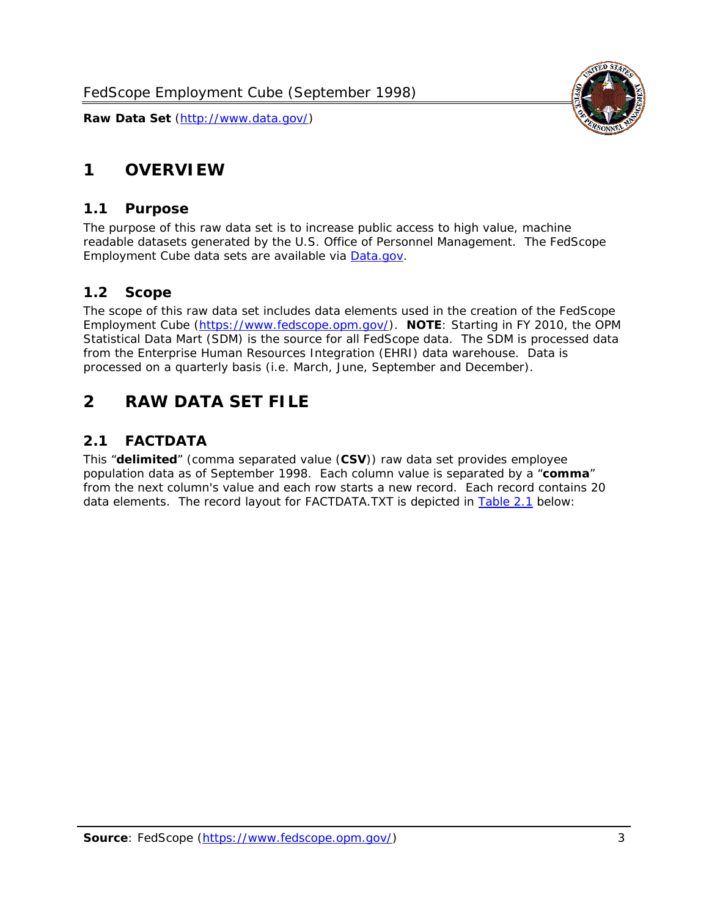# 1 OVERVIEW

## 1.1 Purpose

The purpose of this raw data set is to increase public access to high value, machine readable datasets generated by the U.S. Office of Personnel Management. The FedScope Employment Cube data sets are available via [Data.gov](http://www.data.gov/).

## 1.2 Scope

The scope of this raw data set includes data elements used in the creation of the FedScope Employment Cube ([https://www.fedscope.opm.gov/](https://www.fedscope.opm.gov/)). **NOTE**: Starting in FY 2010, the OPM Statistical Data Mart (SDM) is the source for all FedScope data. The SDM is processed data from the Enterprise Human Resources Integration (EHRI) data warehouse. Data is processed on a quarterly basis (i.e. March, June, September and December).

# 2 RAW DATA SET FILE

## 2.1 FACTDATA

This "**delimited**" (comma separated value (**CSV**)) raw data set provides employee population data as of September 1998. Each column value is separated by a "**comma**" from the next column's value and each row starts a new record. Each record contains 20 data elements. The record layout for FACTDATA.TXT is depicted in Table 2.1 below: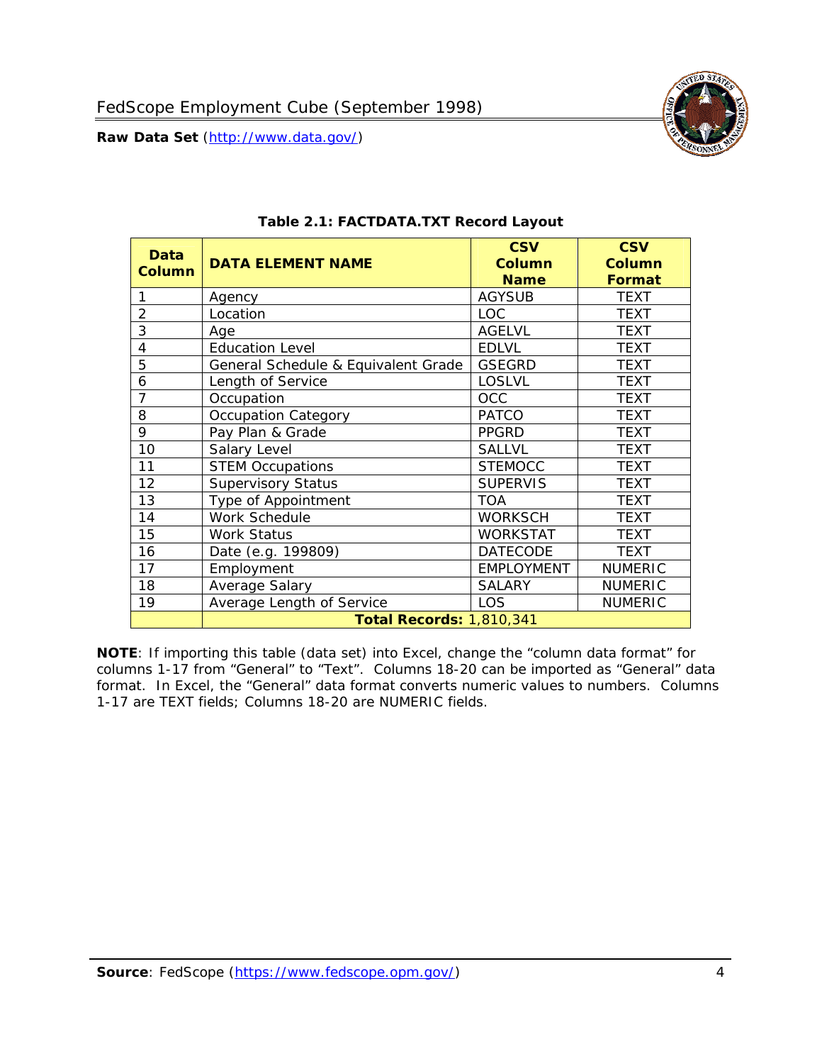### Table 2.1: FACTDATA.TXT Record Layout

| Data Column | DATA ELEMENT NAME | CSV Column Name | CSV Column Format |
|---|---|---|---|
| 1 | Agency | AGYSUB | TEXT |
| 2 | Location | LOC | TEXT |
| 3 | Age | AGELVL | TEXT |
| 4 | Education Level | EDLVL | TEXT |
| 5 | General Schedule & Equivalent Grade | GSEGRD | TEXT |
| 6 | Length of Service | LOSLVL | TEXT |
| 7 | Occupation | OCC | TEXT |
| 8 | Occupation Category | PATCO | TEXT |
| 9 | Pay Plan & Grade | PPGRD | TEXT |
| 10 | Salary Level | SALLVL | TEXT |
| 11 | STEM Occupations | STEMOCC | TEXT |
| 12 | Supervisory Status | SUPERVIS | TEXT |
| 13 | Type of Appointment | TOA | TEXT |
| 14 | Work Schedule | WORKSCH | TEXT |
| 15 | Work Status | WORKSTAT | TEXT |
| 16 | Date (e.g. 199809) | DATECODE | TEXT |
| 17 | Employment | EMPLOYMENT | NUMERIC |
| 18 | Average Salary | SALARY | NUMERIC |
| 19 | Average Length of Service | LOS | NUMERIC |
| | **Total Records:** 1,810,341 | | |

**NOTE**: If importing this table (data set) into Excel, change the "column data format" for columns 1-17 from "General" to "Text". Columns 18-20 can be imported as "General" data format. In Excel, the "General" data format converts numeric values to numbers. Columns 1-17 are TEXT fields; Columns 18-20 are NUMERIC fields.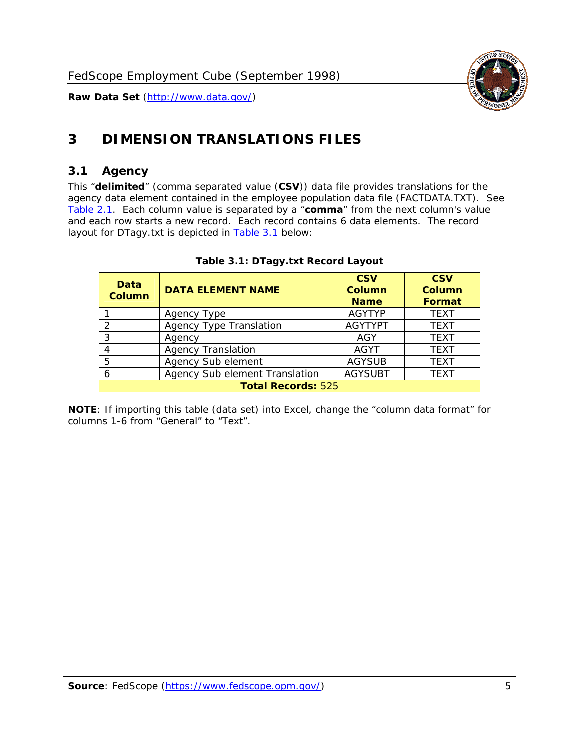# 3 DIMENSION TRANSLATIONS FILES

## 3.1 Agency

This "**delimited**" (comma separated value (**CSV**)) data file provides translations for the agency data element contained in the employee population data file (FACTDATA.TXT). See Table 2.1. Each column value is separated by a "**comma**" from the next column's value and each row starts a new record. Each record contains 6 data elements. The record layout for DTagy.txt is depicted in Table 3.1 below:

**Table 3.1: DTagy.txt Record Layout**

| Data Column | DATA ELEMENT NAME | CSV Column Name | CSV Column Format |
|---|---|---|---|
| 1 | Agency Type | AGYTYP | TEXT |
| 2 | Agency Type Translation | AGYTYPT | TEXT |
| 3 | Agency | AGY | TEXT |
| 4 | Agency Translation | AGYT | TEXT |
| 5 | Agency Sub element | AGYSUB | TEXT |
| 6 | Agency Sub element Translation | AGYSUBT | TEXT |
| **Total Records:** 525 | | | |

**NOTE**: If importing this table (data set) into Excel, change the "column data format" for columns 1-6 from "General" to "Text".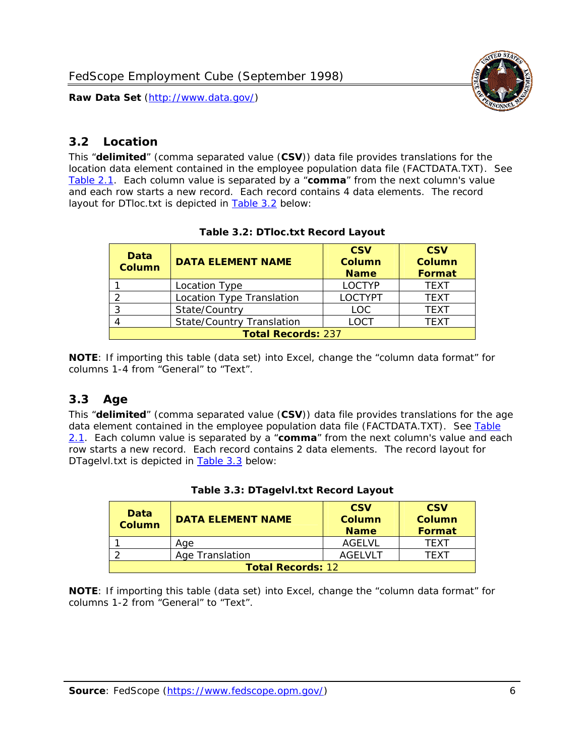## 3.2 Location

This "**delimited**" (comma separated value (**CSV**)) data file provides translations for the location data element contained in the employee population data file (FACTDATA.TXT). See Table 2.1. Each column value is separated by a "**comma**" from the next column's value and each row starts a new record. Each record contains 4 data elements. The record layout for DTloc.txt is depicted in Table 3.2 below:

**Table 3.2: DTloc.txt Record Layout**

| Data Column | DATA ELEMENT NAME | CSV Column Name | CSV Column Format |
|---|---|---|---|
| 1 | Location Type | LOCTYP | TEXT |
| 2 | Location Type Translation | LOCTYPT | TEXT |
| 3 | State/Country | LOC | TEXT |
| 4 | State/Country Translation | LOCT | TEXT |
| **Total Records:** 237 | | | |

**NOTE**: If importing this table (data set) into Excel, change the "column data format" for columns 1-4 from "General" to "Text".

## 3.3 Age

This "**delimited**" (comma separated value (**CSV**)) data file provides translations for the age data element contained in the employee population data file (FACTDATA.TXT). See Table 2.1. Each column value is separated by a "**comma**" from the next column's value and each row starts a new record. Each record contains 2 data elements. The record layout for DTagelvl.txt is depicted in Table 3.3 below:

**Table 3.3: DTagelvl.txt Record Layout**

| Data Column | DATA ELEMENT NAME | CSV Column Name | CSV Column Format |
|---|---|---|---|
| 1 | Age | AGELVL | TEXT |
| 2 | Age Translation | AGELVLT | TEXT |
| **Total Records:** 12 | | | |

**NOTE**: If importing this table (data set) into Excel, change the "column data format" for columns 1-2 from "General" to "Text".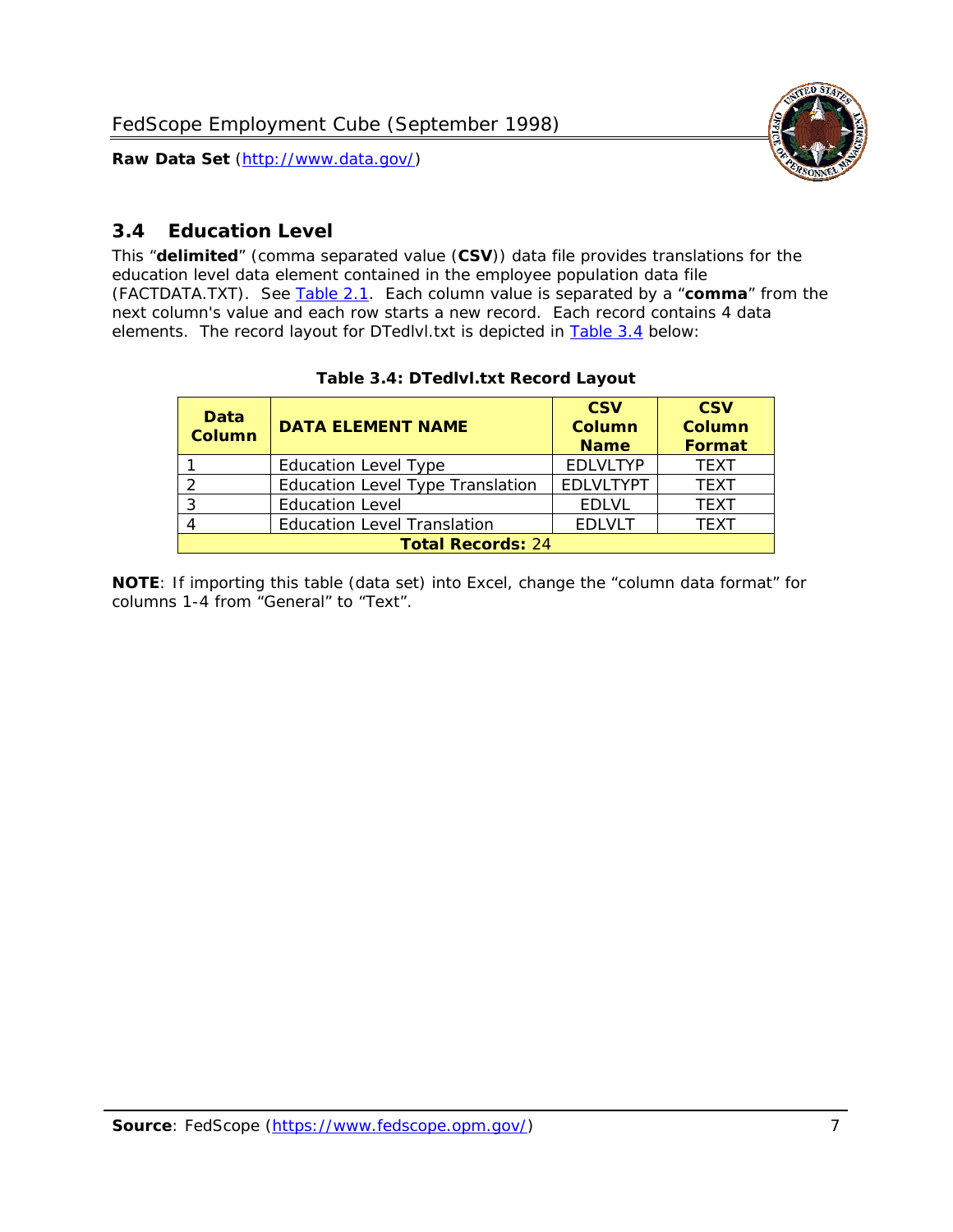## 3.4 Education Level

This "**delimited**" (comma separated value (**CSV**)) data file provides translations for the education level data element contained in the employee population data file (FACTDATA.TXT). See Table 2.1. Each column value is separated by a "**comma**" from the next column's value and each row starts a new record. Each record contains 4 data elements. The record layout for DTedlvl.txt is depicted in Table 3.4 below:

**Table 3.4: DTedlvl.txt Record Layout**

| Data Column | DATA ELEMENT NAME | CSV Column Name | CSV Column Format |
|---|---|---|---|
| 1 | Education Level Type | EDLVLTYP | TEXT |
| 2 | Education Level Type Translation | EDLVLTYPT | TEXT |
| 3 | Education Level | EDLVL | TEXT |
| 4 | Education Level Translation | EDLVLT | TEXT |
| **Total Records:** 24 | | | |

**NOTE**: If importing this table (data set) into Excel, change the "column data format" for columns 1-4 from "General" to "Text".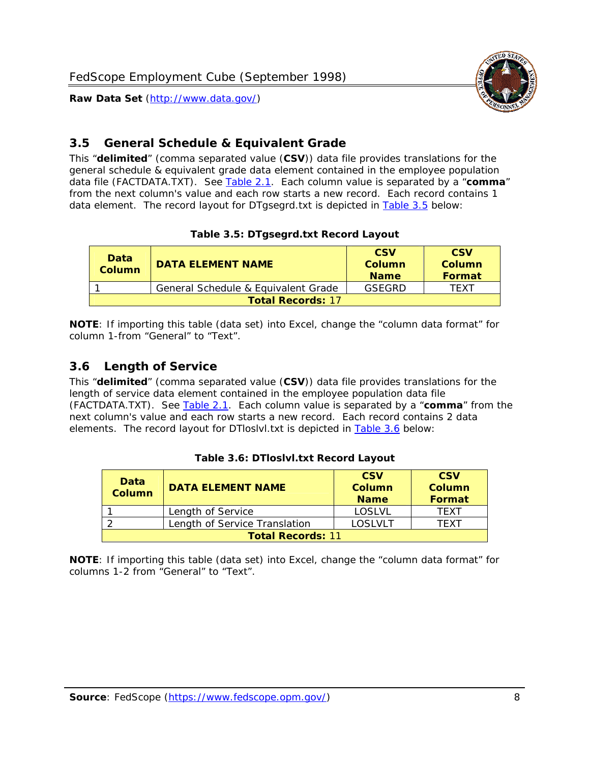## 3.5 General Schedule & Equivalent Grade

This "**delimited**" (comma separated value (**CSV**)) data file provides translations for the general schedule & equivalent grade data element contained in the employee population data file (FACTDATA.TXT). See Table 2.1. Each column value is separated by a "**comma**" from the next column's value and each row starts a new record. Each record contains 1 data element. The record layout for DTgsegrd.txt is depicted in Table 3.5 below:

**Table 3.5: DTgsegrd.txt Record Layout**

| Data Column | DATA ELEMENT NAME | CSV Column Name | CSV Column Format |
|---|---|---|---|
| 1 | General Schedule & Equivalent Grade | GSEGRD | TEXT |
| **Total Records:** 17 | | | |

**NOTE**: If importing this table (data set) into Excel, change the "column data format" for column 1-from "General" to "Text".

## 3.6 Length of Service

This "**delimited**" (comma separated value (**CSV**)) data file provides translations for the length of service data element contained in the employee population data file (FACTDATA.TXT). See Table 2.1. Each column value is separated by a "**comma**" from the next column's value and each row starts a new record. Each record contains 2 data elements. The record layout for DTloslvl.txt is depicted in Table 3.6 below:

**Table 3.6: DTloslvl.txt Record Layout**

| Data Column | DATA ELEMENT NAME | CSV Column Name | CSV Column Format |
|---|---|---|---|
| 1 | Length of Service | LOSLVL | TEXT |
| 2 | Length of Service Translation | LOSLVLT | TEXT |
| **Total Records:** 11 | | | |

**NOTE**: If importing this table (data set) into Excel, change the "column data format" for columns 1-2 from "General" to "Text".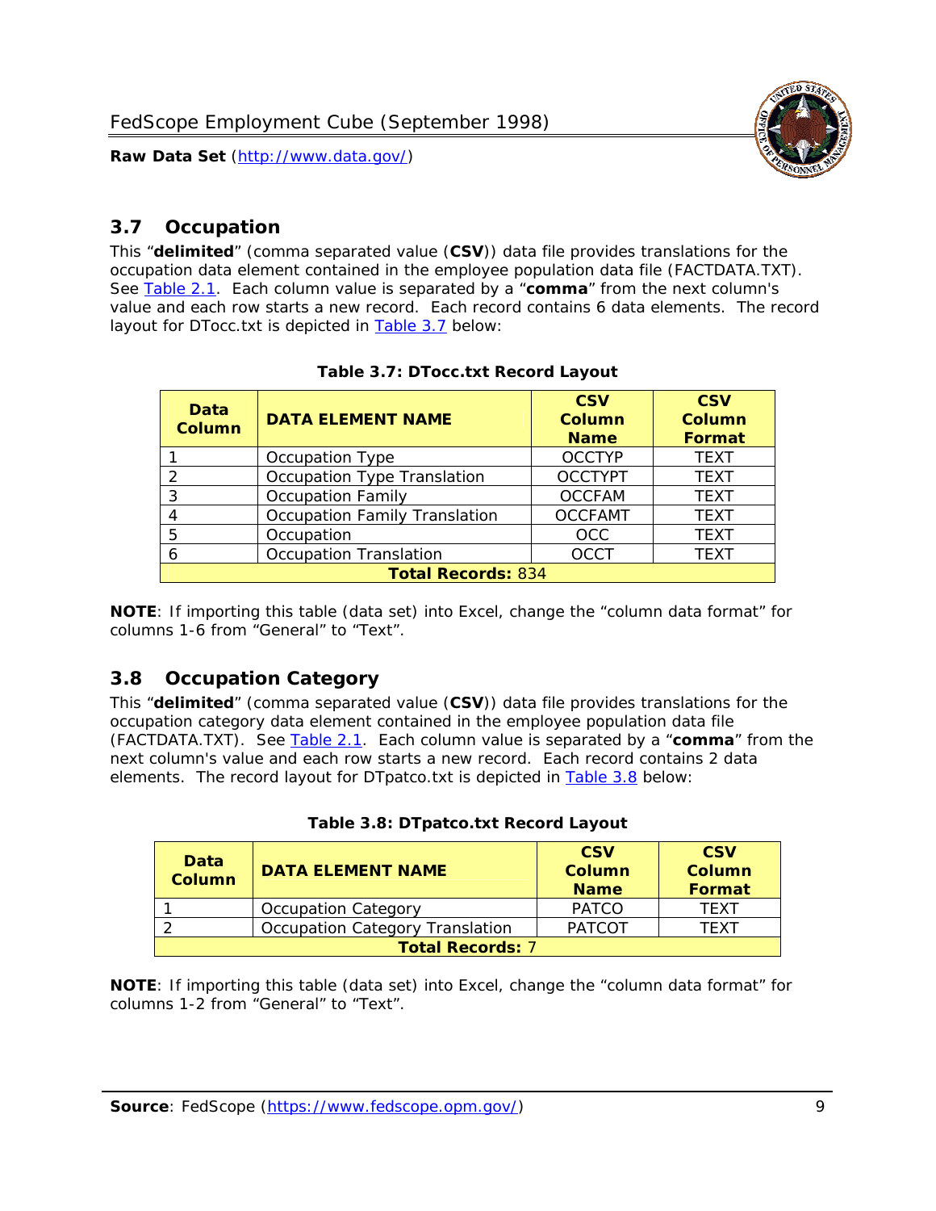## 3.7 Occupation

This "**delimited**" (comma separated value (**CSV**)) data file provides translations for the occupation data element contained in the employee population data file (FACTDATA.TXT). See Table 2.1. Each column value is separated by a "**comma**" from the next column's value and each row starts a new record. Each record contains 6 data elements. The record layout for DTocc.txt is depicted in Table 3.7 below:

**Table 3.7: DTocc.txt Record Layout**

| Data Column | DATA ELEMENT NAME | CSV Column Name | CSV Column Format |
|---|---|---|---|
| 1 | Occupation Type | OCCTYP | TEXT |
| 2 | Occupation Type Translation | OCCTYPT | TEXT |
| 3 | Occupation Family | OCCFAM | TEXT |
| 4 | Occupation Family Translation | OCCFAMT | TEXT |
| 5 | Occupation | OCC | TEXT |
| 6 | Occupation Translation | OCCT | TEXT |
| **Total Records:** 834 | | | |

**NOTE**: If importing this table (data set) into Excel, change the "column data format" for columns 1-6 from "General" to "Text".

## 3.8 Occupation Category

This "**delimited**" (comma separated value (**CSV**)) data file provides translations for the occupation category data element contained in the employee population data file (FACTDATA.TXT). See Table 2.1. Each column value is separated by a "**comma**" from the next column's value and each row starts a new record. Each record contains 2 data elements. The record layout for DTpatco.txt is depicted in Table 3.8 below:

**Table 3.8: DTpatco.txt Record Layout**

| Data Column | DATA ELEMENT NAME | CSV Column Name | CSV Column Format |
|---|---|---|---|
| 1 | Occupation Category | PATCO | TEXT |
| 2 | Occupation Category Translation | PATCOT | TEXT |
| **Total Records:** 7 | | | |

**NOTE**: If importing this table (data set) into Excel, change the "column data format" for columns 1-2 from "General" to "Text".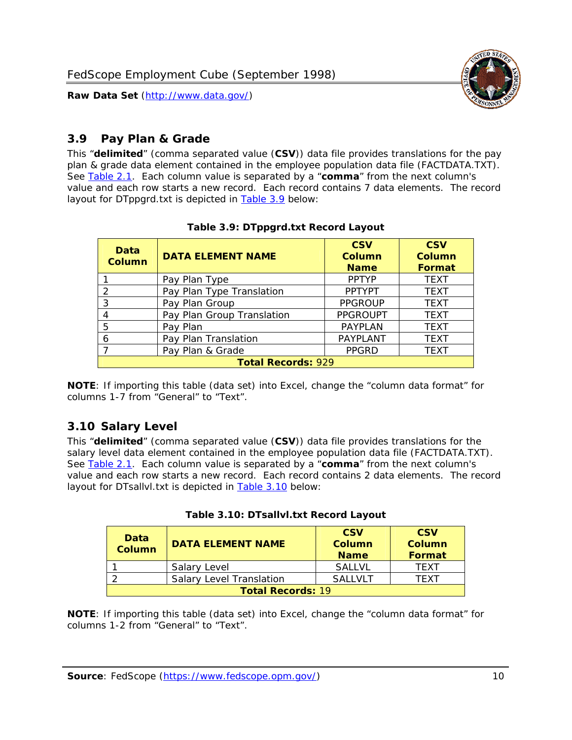## 3.9 Pay Plan & Grade

This "**delimited**" (comma separated value (**CSV**)) data file provides translations for the pay plan & grade data element contained in the employee population data file (FACTDATA.TXT). See Table 2.1. Each column value is separated by a "**comma**" from the next column's value and each row starts a new record. Each record contains 7 data elements. The record layout for DTppgrd.txt is depicted in Table 3.9 below:

**Table 3.9: DTppgrd.txt Record Layout**

| Data Column | DATA ELEMENT NAME | CSV Column Name | CSV Column Format |
|---|---|---|---|
| 1 | Pay Plan Type | PPTYP | TEXT |
| 2 | Pay Plan Type Translation | PPTYPT | TEXT |
| 3 | Pay Plan Group | PPGROUP | TEXT |
| 4 | Pay Plan Group Translation | PPGROUPT | TEXT |
| 5 | Pay Plan | PAYPLAN | TEXT |
| 6 | Pay Plan Translation | PAYPLANT | TEXT |
| 7 | Pay Plan & Grade | PPGRD | TEXT |
| **Total Records:** 929 | | | |

**NOTE**: If importing this table (data set) into Excel, change the "column data format" for columns 1-7 from "General" to "Text".

## 3.10 Salary Level

This "**delimited**" (comma separated value (**CSV**)) data file provides translations for the salary level data element contained in the employee population data file (FACTDATA.TXT). See Table 2.1. Each column value is separated by a "**comma**" from the next column's value and each row starts a new record. Each record contains 2 data elements. The record layout for DTsallvl.txt is depicted in Table 3.10 below:

**Table 3.10: DTsallvl.txt Record Layout**

| Data Column | DATA ELEMENT NAME | CSV Column Name | CSV Column Format |
|---|---|---|---|
| 1 | Salary Level | SALLVL | TEXT |
| 2 | Salary Level Translation | SALLVLT | TEXT |
| **Total Records:** 19 | | | |

**NOTE**: If importing this table (data set) into Excel, change the "column data format" for columns 1-2 from "General" to "Text".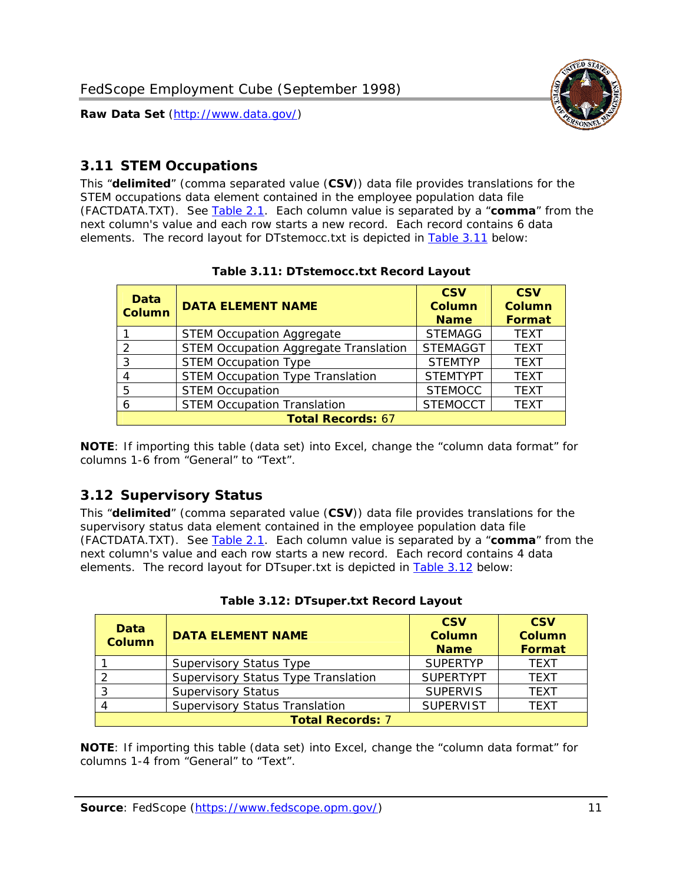## 3.11 STEM Occupations

This "**delimited**" (comma separated value (**CSV**)) data file provides translations for the STEM occupations data element contained in the employee population data file (FACTDATA.TXT). See Table 2.1. Each column value is separated by a "**comma**" from the next column's value and each row starts a new record. Each record contains 6 data elements. The record layout for DTstemocc.txt is depicted in Table 3.11 below:

**Table 3.11: DTstemocc.txt Record Layout**

| Data Column | DATA ELEMENT NAME | CSV Column Name | CSV Column Format |
|---|---|---|---|
| 1 | STEM Occupation Aggregate | STEMAGG | TEXT |
| 2 | STEM Occupation Aggregate Translation | STEMAGGT | TEXT |
| 3 | STEM Occupation Type | STEMTYP | TEXT |
| 4 | STEM Occupation Type Translation | STEMTYPT | TEXT |
| 5 | STEM Occupation | STEMOCC | TEXT |
| 6 | STEM Occupation Translation | STEMOCCT | TEXT |
| **Total Records:** 67 | | | |

**NOTE**: If importing this table (data set) into Excel, change the "column data format" for columns 1-6 from "General" to "Text".

## 3.12 Supervisory Status

This "**delimited**" (comma separated value (**CSV**)) data file provides translations for the supervisory status data element contained in the employee population data file (FACTDATA.TXT). See Table 2.1. Each column value is separated by a "**comma**" from the next column's value and each row starts a new record. Each record contains 4 data elements. The record layout for DTsuper.txt is depicted in Table 3.12 below:

**Table 3.12: DTsuper.txt Record Layout**

| Data Column | DATA ELEMENT NAME | CSV Column Name | CSV Column Format |
|---|---|---|---|
| 1 | Supervisory Status Type | SUPERTYP | TEXT |
| 2 | Supervisory Status Type Translation | SUPERTYPT | TEXT |
| 3 | Supervisory Status | SUPERVIS | TEXT |
| 4 | Supervisory Status Translation | SUPERVIST | TEXT |
| **Total Records:** 7 | | | |

**NOTE**: If importing this table (data set) into Excel, change the "column data format" for columns 1-4 from "General" to "Text".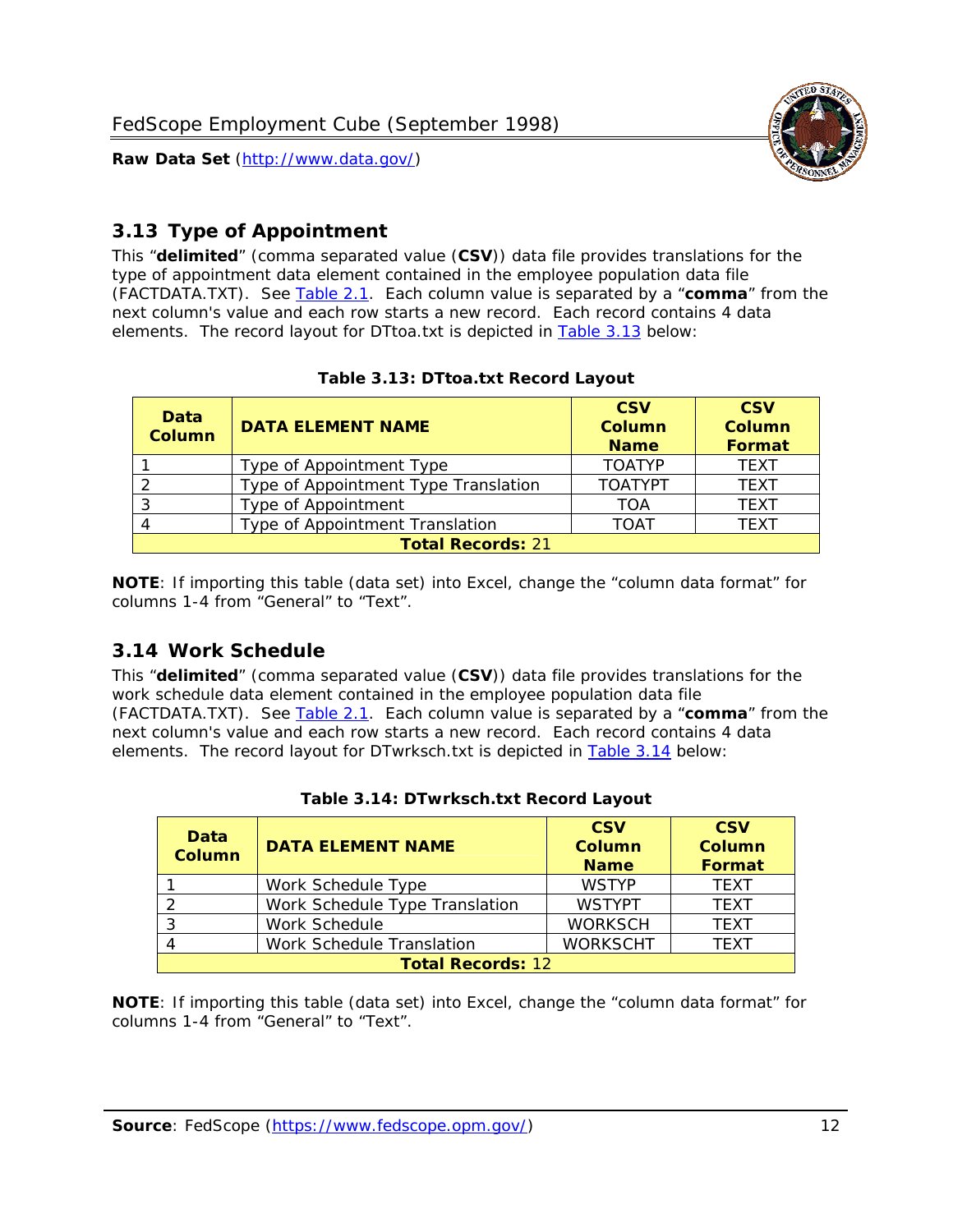## 3.13 Type of Appointment

This "**delimited**" (comma separated value (**CSV**)) data file provides translations for the type of appointment data element contained in the employee population data file (FACTDATA.TXT). See Table 2.1. Each column value is separated by a "**comma**" from the next column's value and each row starts a new record. Each record contains 4 data elements. The record layout for DTtoa.txt is depicted in Table 3.13 below:

**Table 3.13: DTtoa.txt Record Layout**

| Data Column | DATA ELEMENT NAME | CSV Column Name | CSV Column Format |
|---|---|---|---|
| 1 | Type of Appointment Type | TOATYP | TEXT |
| 2 | Type of Appointment Type Translation | TOATYPT | TEXT |
| 3 | Type of Appointment | TOA | TEXT |
| 4 | Type of Appointment Translation | TOAT | TEXT |
| **Total Records:** 21 | | | |

**NOTE**: If importing this table (data set) into Excel, change the "column data format" for columns 1-4 from "General" to "Text".

## 3.14 Work Schedule

This "**delimited**" (comma separated value (**CSV**)) data file provides translations for the work schedule data element contained in the employee population data file (FACTDATA.TXT). See Table 2.1. Each column value is separated by a "**comma**" from the next column's value and each row starts a new record. Each record contains 4 data elements. The record layout for DTwrksch.txt is depicted in Table 3.14 below:

**Table 3.14: DTwrksch.txt Record Layout**

| Data Column | DATA ELEMENT NAME | CSV Column Name | CSV Column Format |
|---|---|---|---|
| 1 | Work Schedule Type | WSTYP | TEXT |
| 2 | Work Schedule Type Translation | WSTYPT | TEXT |
| 3 | Work Schedule | WORKSCH | TEXT |
| 4 | Work Schedule Translation | WORKSCHT | TEXT |
| **Total Records:** 12 | | | |

**NOTE**: If importing this table (data set) into Excel, change the "column data format" for columns 1-4 from "General" to "Text".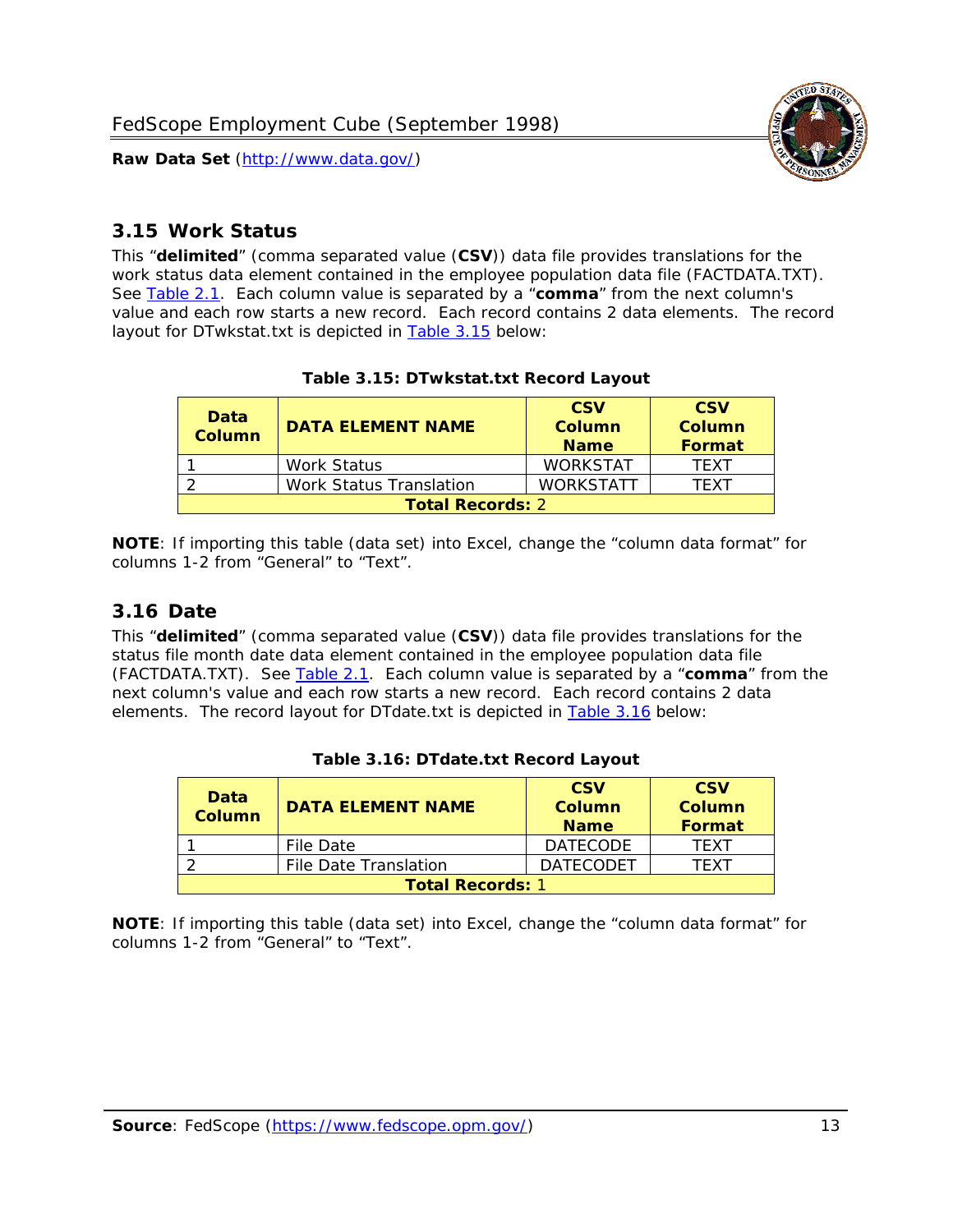## 3.15 Work Status

This "**delimited**" (comma separated value (**CSV**)) data file provides translations for the work status data element contained in the employee population data file (FACTDATA.TXT). See Table 2.1. Each column value is separated by a "**comma**" from the next column's value and each row starts a new record. Each record contains 2 data elements. The record layout for DTwkstat.txt is depicted in Table 3.15 below:

**Table 3.15: DTwkstat.txt Record Layout**

| Data Column | DATA ELEMENT NAME | CSV Column Name | CSV Column Format |
|---|---|---|---|
| 1 | Work Status | WORKSTAT | TEXT |
| 2 | Work Status Translation | WORKSTATT | TEXT |
| **Total Records:** 2 | | | |

**NOTE**: If importing this table (data set) into Excel, change the "column data format" for columns 1-2 from "General" to "Text".

## 3.16 Date

This "**delimited**" (comma separated value (**CSV**)) data file provides translations for the status file month date data element contained in the employee population data file (FACTDATA.TXT). See Table 2.1. Each column value is separated by a "**comma**" from the next column's value and each row starts a new record. Each record contains 2 data elements. The record layout for DTdate.txt is depicted in Table 3.16 below:

**Table 3.16: DTdate.txt Record Layout**

| Data Column | DATA ELEMENT NAME | CSV Column Name | CSV Column Format |
|---|---|---|---|
| 1 | File Date | DATECODE | TEXT |
| 2 | File Date Translation | DATECODET | TEXT |
| **Total Records:** 1 | | | |

**NOTE**: If importing this table (data set) into Excel, change the "column data format" for columns 1-2 from "General" to "Text".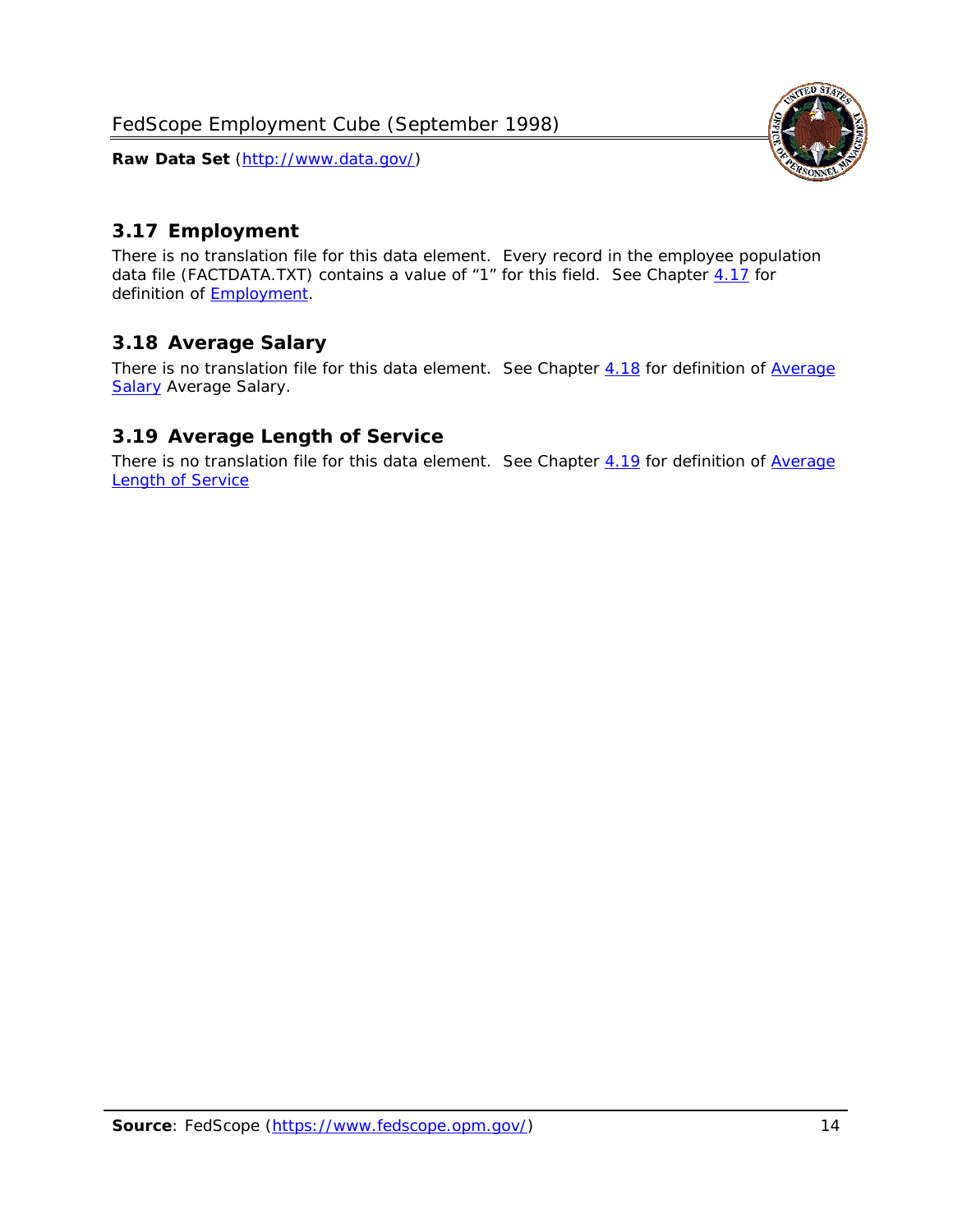## 3.17 Employment

There is no translation file for this data element. Every record in the employee population data file (FACTDATA.TXT) contains a value of "1" for this field. See Chapter 4.17 for definition of Employment.

## 3.18 Average Salary

There is no translation file for this data element. See Chapter 4.18 for definition of Average Salary Average Salary.

## 3.19 Average Length of Service

There is no translation file for this data element. See Chapter 4.19 for definition of Average Length of Service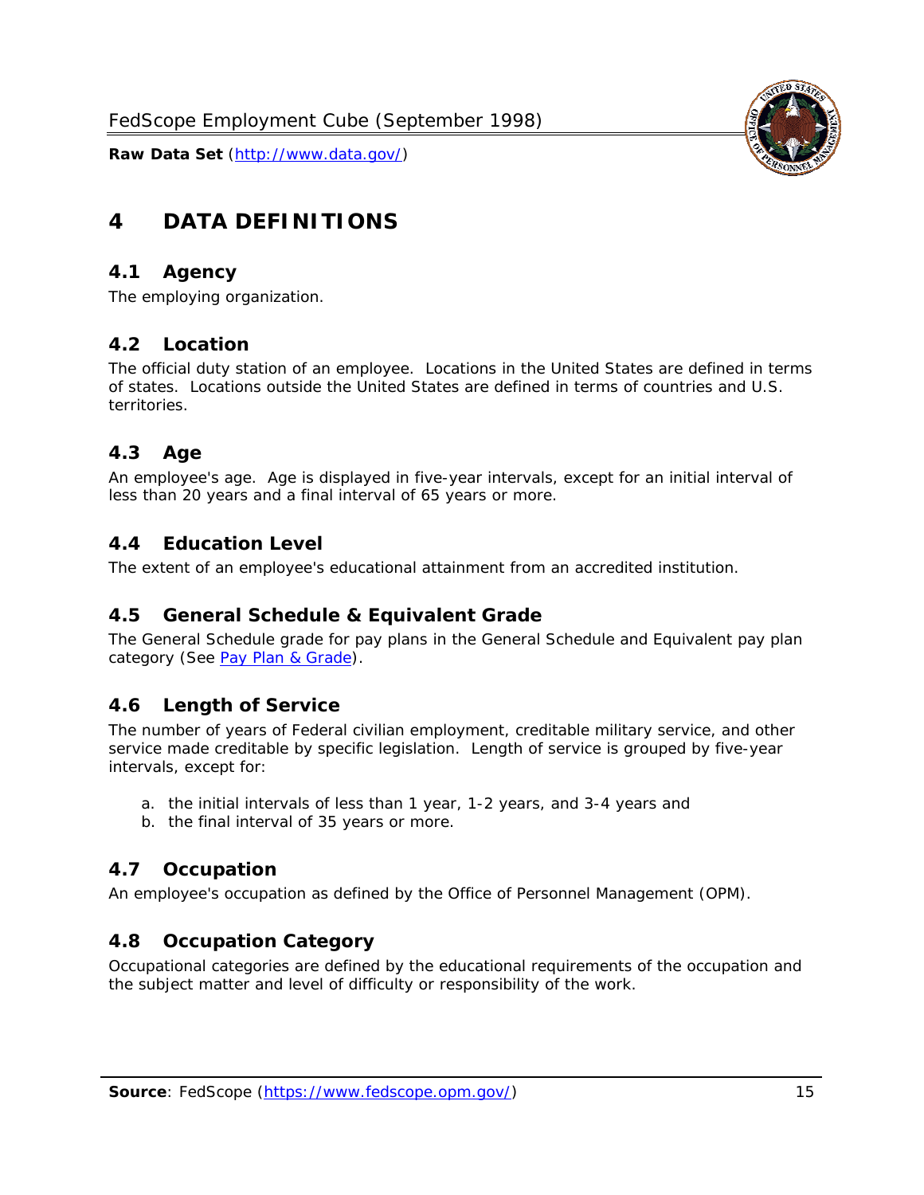# 4 DATA DEFINITIONS

## 4.1 Agency

The employing organization.

## 4.2 Location

The official duty station of an employee. Locations in the United States are defined in terms of states. Locations outside the United States are defined in terms of countries and U.S. territories.

## 4.3 Age

An employee's age. Age is displayed in five-year intervals, except for an initial interval of less than 20 years and a final interval of 65 years or more.

## 4.4 Education Level

The extent of an employee's educational attainment from an accredited institution.

## 4.5 General Schedule & Equivalent Grade

The General Schedule grade for pay plans in the General Schedule and Equivalent pay plan category (See Pay Plan & Grade).

## 4.6 Length of Service

The number of years of Federal civilian employment, creditable military service, and other service made creditable by specific legislation. Length of service is grouped by five-year intervals, except for:

a. the initial intervals of less than 1 year, 1-2 years, and 3-4 years and
b. the final interval of 35 years or more.

## 4.7 Occupation

An employee's occupation as defined by the Office of Personnel Management (OPM).

## 4.8 Occupation Category

Occupational categories are defined by the educational requirements of the occupation and the subject matter and level of difficulty or responsibility of the work.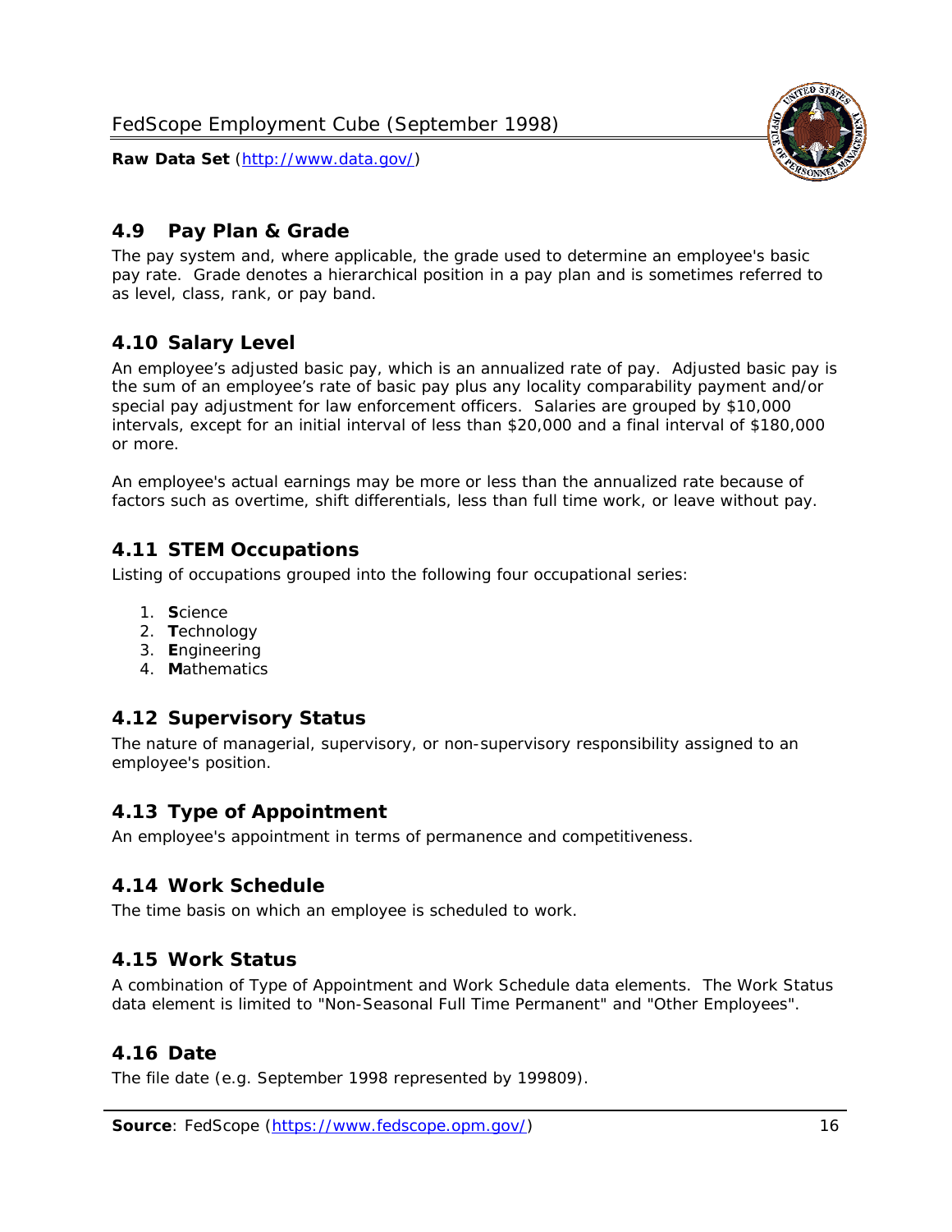## 4.9 Pay Plan & Grade

The pay system and, where applicable, the grade used to determine an employee's basic pay rate. Grade denotes a hierarchical position in a pay plan and is sometimes referred to as level, class, rank, or pay band.

## 4.10 Salary Level

An employee's adjusted basic pay, which is an annualized rate of pay. Adjusted basic pay is the sum of an employee's rate of basic pay plus any locality comparability payment and/or special pay adjustment for law enforcement officers. Salaries are grouped by $10,000 intervals, except for an initial interval of less than $20,000 and a final interval of $180,000 or more.

An employee's actual earnings may be more or less than the annualized rate because of factors such as overtime, shift differentials, less than full time work, or leave without pay.

## 4.11 STEM Occupations

Listing of occupations grouped into the following four occupational series:

1. **S**cience
2. **T**echnology
3. **E**ngineering
4. **M**athematics

## 4.12 Supervisory Status

The nature of managerial, supervisory, or non-supervisory responsibility assigned to an employee's position.

## 4.13 Type of Appointment

An employee's appointment in terms of permanence and competitiveness.

## 4.14 Work Schedule

The time basis on which an employee is scheduled to work.

## 4.15 Work Status

A combination of Type of Appointment and Work Schedule data elements. The Work Status data element is limited to "Non-Seasonal Full Time Permanent" and "Other Employees".

## 4.16 Date

The file date (e.g. September 1998 represented by 199809).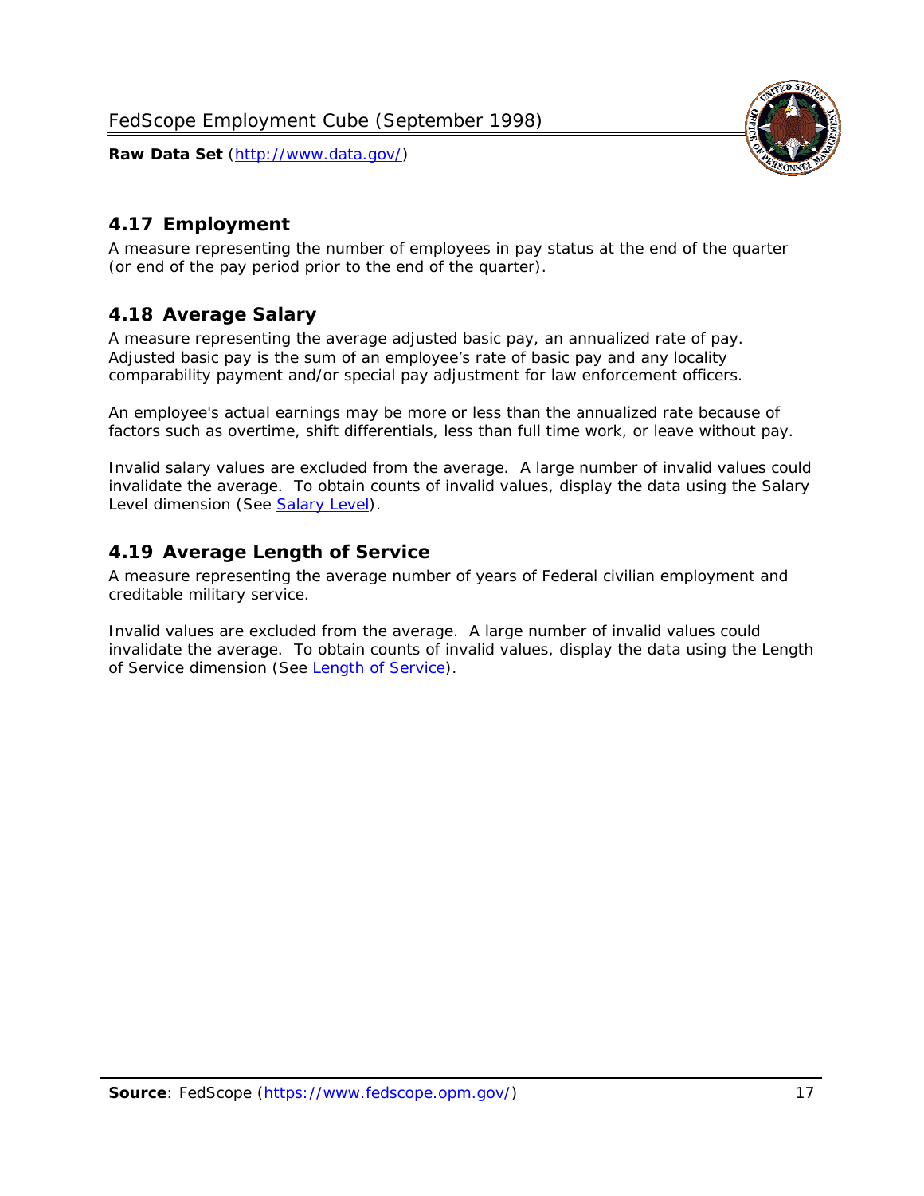## 4.17 Employment

A measure representing the number of employees in pay status at the end of the quarter (or end of the pay period prior to the end of the quarter).

## 4.18 Average Salary

A measure representing the average adjusted basic pay, an annualized rate of pay. Adjusted basic pay is the sum of an employee's rate of basic pay and any locality comparability payment and/or special pay adjustment for law enforcement officers.

An employee's actual earnings may be more or less than the annualized rate because of factors such as overtime, shift differentials, less than full time work, or leave without pay.

Invalid salary values are excluded from the average. A large number of invalid values could invalidate the average. To obtain counts of invalid values, display the data using the Salary Level dimension (See Salary Level).

## 4.19 Average Length of Service

A measure representing the average number of years of Federal civilian employment and creditable military service.

Invalid values are excluded from the average. A large number of invalid values could invalidate the average. To obtain counts of invalid values, display the data using the Length of Service dimension (See Length of Service).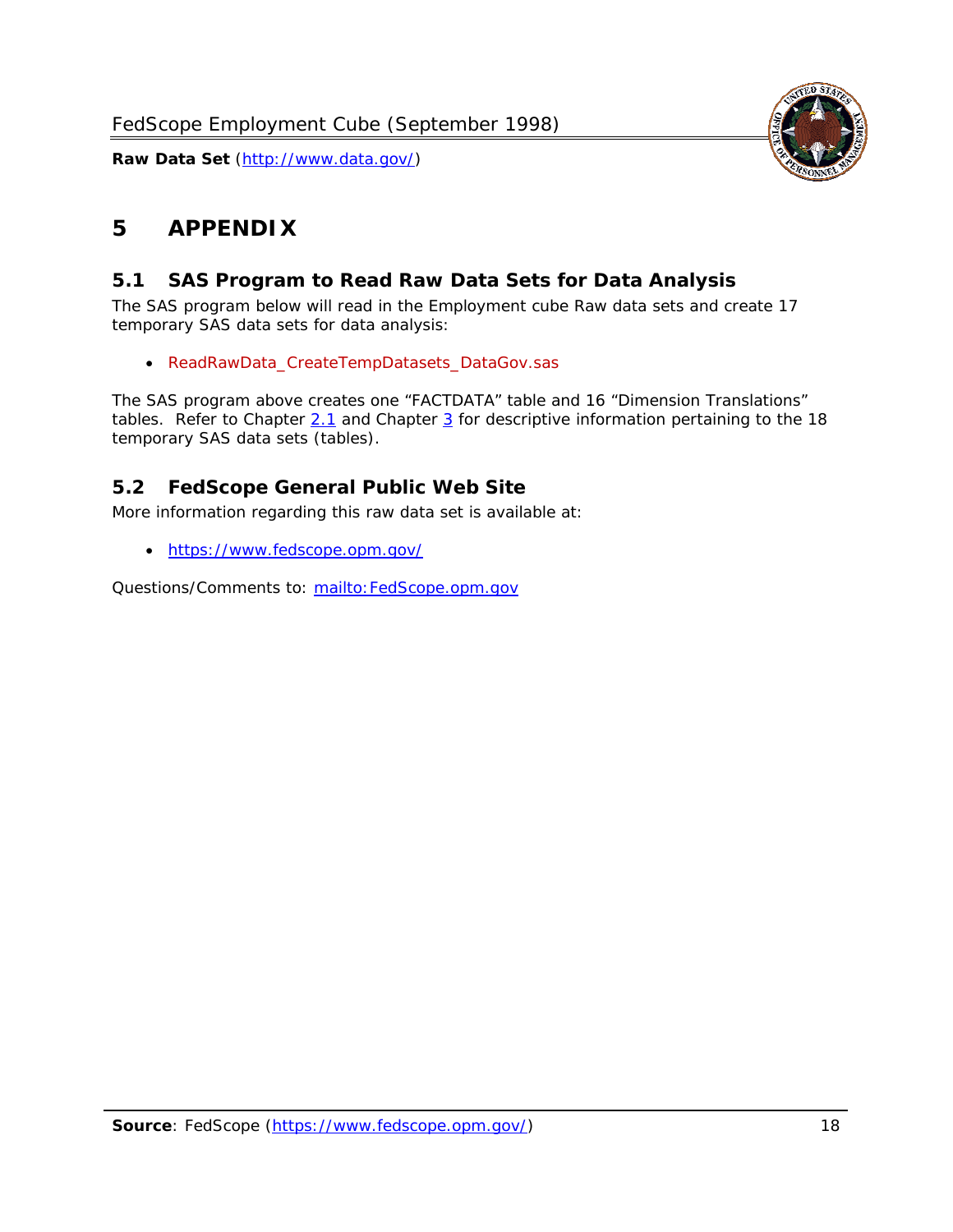# 5 APPENDIX

## 5.1 SAS Program to Read Raw Data Sets for Data Analysis

The SAS program below will read in the Employment cube Raw data sets and create 17 temporary SAS data sets for data analysis:

- ReadRawData_CreateTempDatasets_DataGov.sas

The SAS program above creates one "FACTDATA" table and 16 "Dimension Translations" tables. Refer to Chapter 2.1 and Chapter 3 for descriptive information pertaining to the 18 temporary SAS data sets (tables).

## 5.2 FedScope General Public Web Site

More information regarding this raw data set is available at:

- https://www.fedscope.opm.gov/

Questions/Comments to: mailto:FedScope.opm.gov